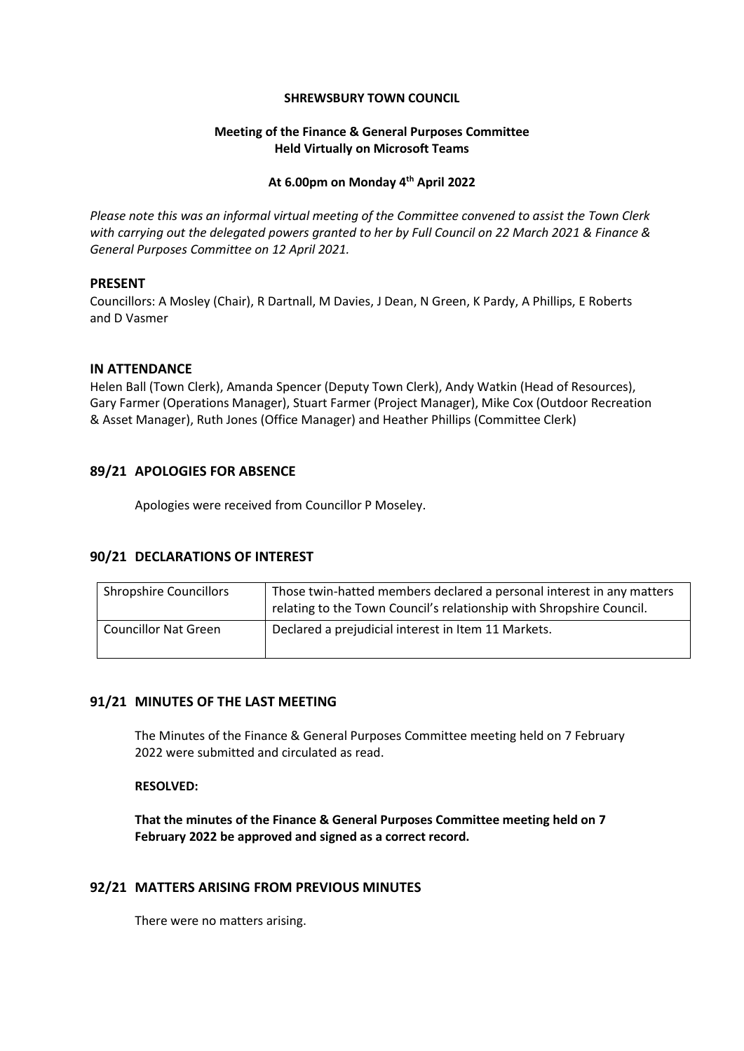**SHREWSBURY TOWN COUNCIL**

**Meeting of the Finance & General Purposes Committee**
**Held Virtually on Microsoft Teams**

**At 6.00pm on Monday 4th April 2022**

*Please note this was an informal virtual meeting of the Committee convened to assist the Town Clerk with carrying out the delegated powers granted to her by Full Council on 22 March 2021 & Finance & General Purposes Committee on 12 April 2021.*

## PRESENT

Councillors: A Mosley (Chair), R Dartnall, M Davies, J Dean, N Green, K Pardy, A Phillips, E Roberts and D Vasmer

## IN ATTENDANCE

Helen Ball (Town Clerk), Amanda Spencer (Deputy Town Clerk), Andy Watkin (Head of Resources), Gary Farmer (Operations Manager), Stuart Farmer (Project Manager), Mike Cox (Outdoor Recreation & Asset Manager), Ruth Jones (Office Manager) and Heather Phillips (Committee Clerk)

### 89/21 APOLOGIES FOR ABSENCE

Apologies were received from Councillor P Moseley.

### 90/21 DECLARATIONS OF INTEREST

| Shropshire Councillors | Those twin-hatted members declared a personal interest in any matters relating to the Town Council's relationship with Shropshire Council. |
|---|---|
| Councillor Nat Green | Declared a prejudicial interest in Item 11 Markets. |

### 91/21 MINUTES OF THE LAST MEETING

The Minutes of the Finance & General Purposes Committee meeting held on 7 February 2022 were submitted and circulated as read.

**RESOLVED:**

**That the minutes of the Finance & General Purposes Committee meeting held on 7 February 2022 be approved and signed as a correct record.**

### 92/21 MATTERS ARISING FROM PREVIOUS MINUTES

There were no matters arising.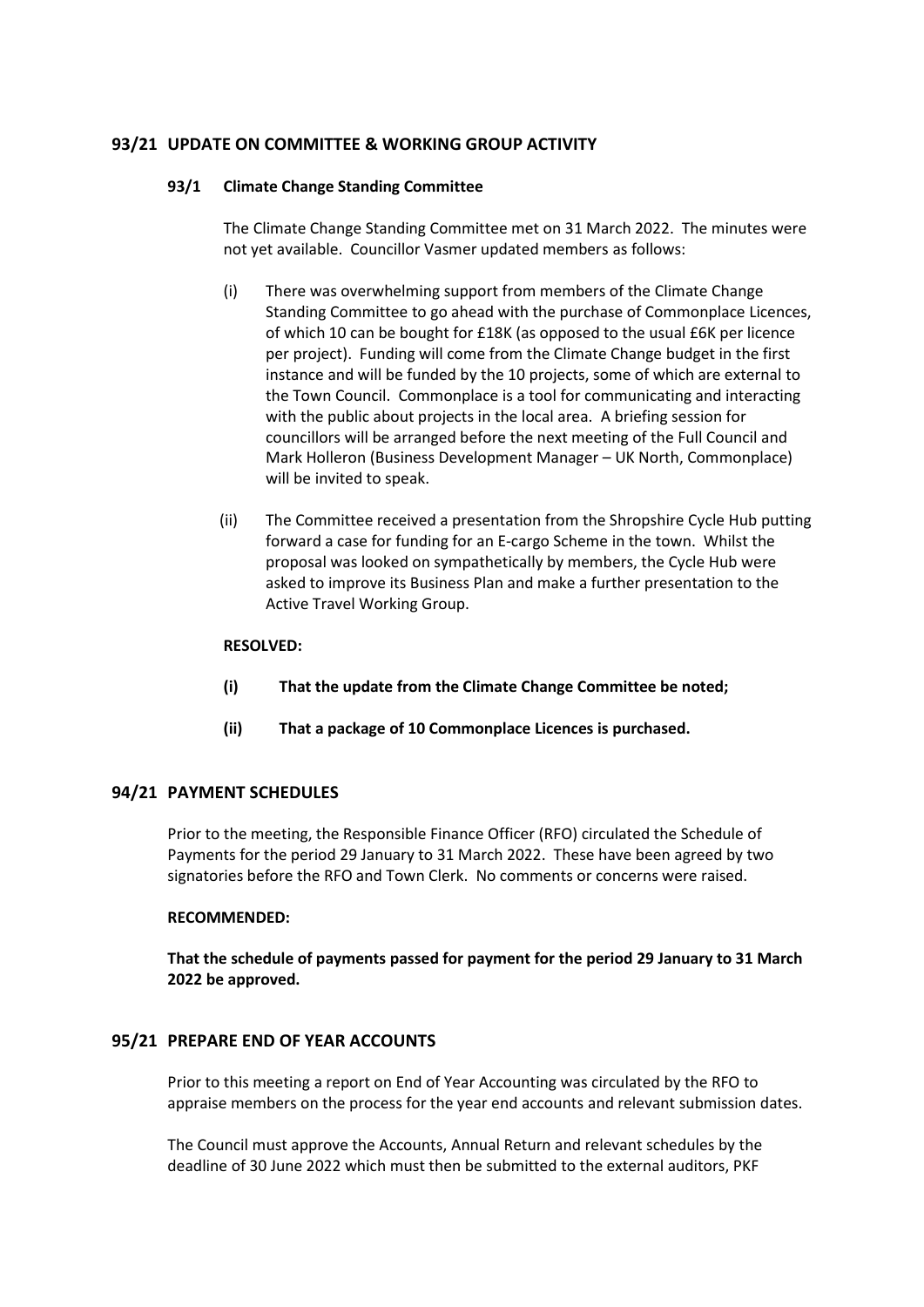## 93/21 UPDATE ON COMMITTEE & WORKING GROUP ACTIVITY

### 93/1 Climate Change Standing Committee

The Climate Change Standing Committee met on 31 March 2022. The minutes were not yet available. Councillor Vasmer updated members as follows:

(i) There was overwhelming support from members of the Climate Change Standing Committee to go ahead with the purchase of Commonplace Licences, of which 10 can be bought for £18K (as opposed to the usual £6K per licence per project). Funding will come from the Climate Change budget in the first instance and will be funded by the 10 projects, some of which are external to the Town Council. Commonplace is a tool for communicating and interacting with the public about projects in the local area. A briefing session for councillors will be arranged before the next meeting of the Full Council and Mark Holleron (Business Development Manager – UK North, Commonplace) will be invited to speak.

(ii) The Committee received a presentation from the Shropshire Cycle Hub putting forward a case for funding for an E-cargo Scheme in the town. Whilst the proposal was looked on sympathetically by members, the Cycle Hub were asked to improve its Business Plan and make a further presentation to the Active Travel Working Group.

**RESOLVED:**

**(i) That the update from the Climate Change Committee be noted;**

**(ii) That a package of 10 Commonplace Licences is purchased.**

## 94/21 PAYMENT SCHEDULES

Prior to the meeting, the Responsible Finance Officer (RFO) circulated the Schedule of Payments for the period 29 January to 31 March 2022. These have been agreed by two signatories before the RFO and Town Clerk. No comments or concerns were raised.

**RECOMMENDED:**

**That the schedule of payments passed for payment for the period 29 January to 31 March 2022 be approved.**

## 95/21 PREPARE END OF YEAR ACCOUNTS

Prior to this meeting a report on End of Year Accounting was circulated by the RFO to appraise members on the process for the year end accounts and relevant submission dates.

The Council must approve the Accounts, Annual Return and relevant schedules by the deadline of 30 June 2022 which must then be submitted to the external auditors, PKF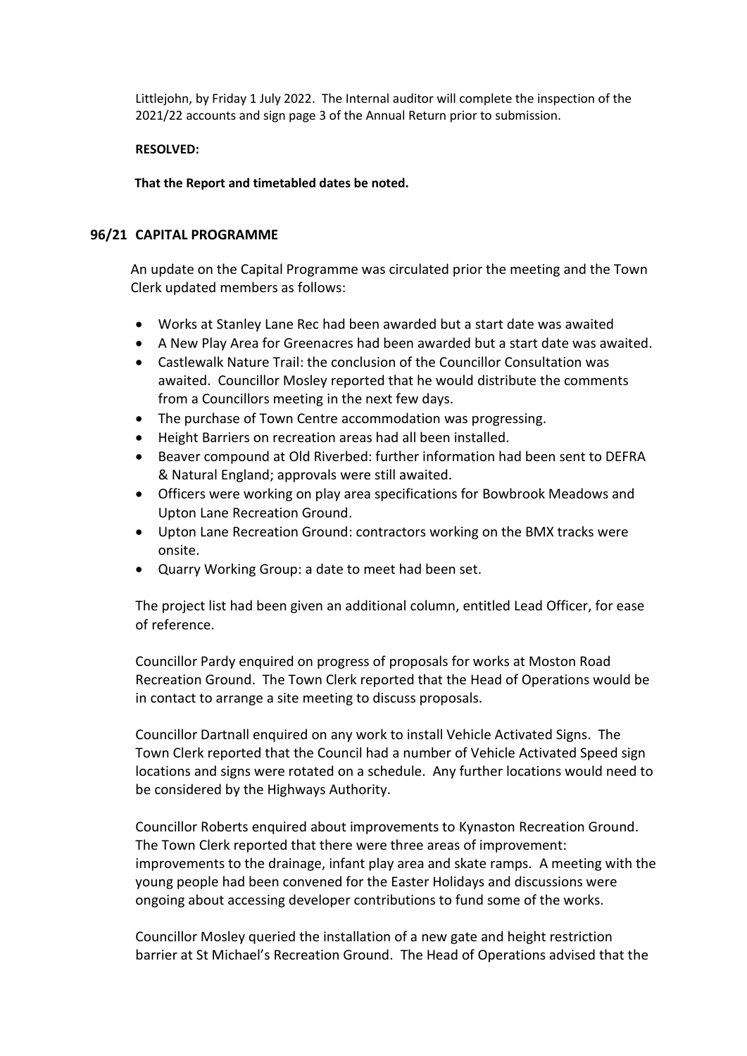Littlejohn, by Friday 1 July 2022. The Internal auditor will complete the inspection of the 2021/22 accounts and sign page 3 of the Annual Return prior to submission.

**RESOLVED:**

**That the Report and timetabled dates be noted.**

## 96/21 CAPITAL PROGRAMME

An update on the Capital Programme was circulated prior the meeting and the Town Clerk updated members as follows:

- Works at Stanley Lane Rec had been awarded but a start date was awaited
- A New Play Area for Greenacres had been awarded but a start date was awaited.
- Castlewalk Nature Trail: the conclusion of the Councillor Consultation was awaited. Councillor Mosley reported that he would distribute the comments from a Councillors meeting in the next few days.
- The purchase of Town Centre accommodation was progressing.
- Height Barriers on recreation areas had all been installed.
- Beaver compound at Old Riverbed: further information had been sent to DEFRA & Natural England; approvals were still awaited.
- Officers were working on play area specifications for Bowbrook Meadows and Upton Lane Recreation Ground.
- Upton Lane Recreation Ground: contractors working on the BMX tracks were onsite.
- Quarry Working Group: a date to meet had been set.

The project list had been given an additional column, entitled Lead Officer, for ease of reference.

Councillor Pardy enquired on progress of proposals for works at Moston Road Recreation Ground. The Town Clerk reported that the Head of Operations would be in contact to arrange a site meeting to discuss proposals.

Councillor Dartnall enquired on any work to install Vehicle Activated Signs. The Town Clerk reported that the Council had a number of Vehicle Activated Speed sign locations and signs were rotated on a schedule. Any further locations would need to be considered by the Highways Authority.

Councillor Roberts enquired about improvements to Kynaston Recreation Ground. The Town Clerk reported that there were three areas of improvement: improvements to the drainage, infant play area and skate ramps. A meeting with the young people had been convened for the Easter Holidays and discussions were ongoing about accessing developer contributions to fund some of the works.

Councillor Mosley queried the installation of a new gate and height restriction barrier at St Michael's Recreation Ground. The Head of Operations advised that the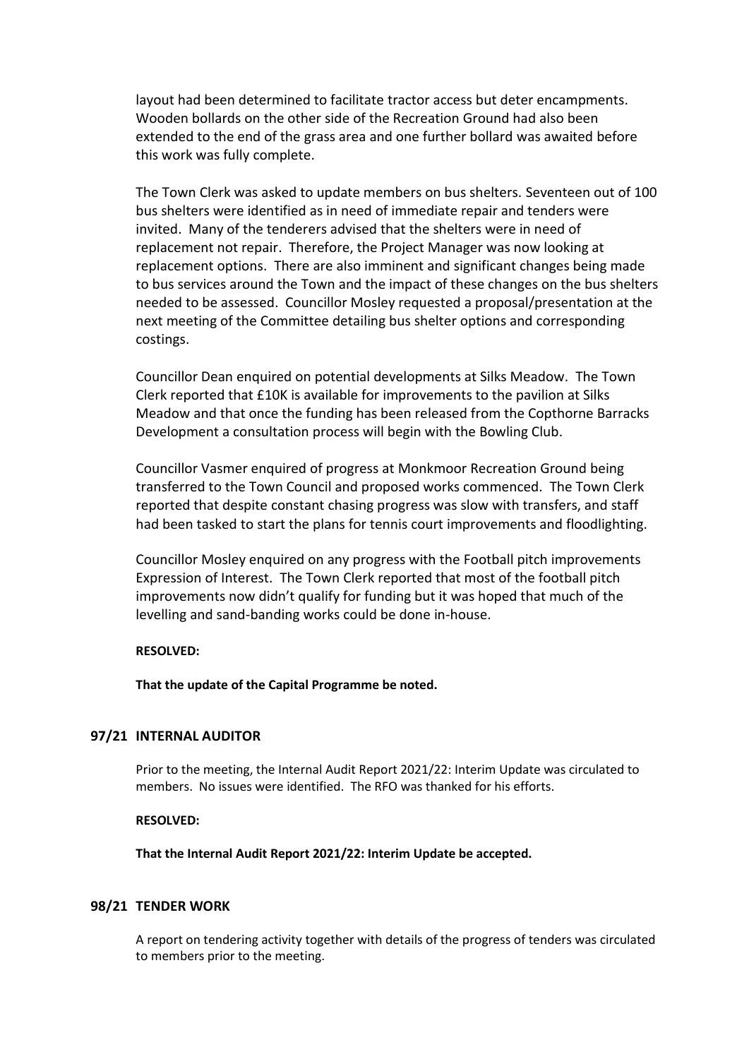layout had been determined to facilitate tractor access but deter encampments. Wooden bollards on the other side of the Recreation Ground had also been extended to the end of the grass area and one further bollard was awaited before this work was fully complete.

The Town Clerk was asked to update members on bus shelters. Seventeen out of 100 bus shelters were identified as in need of immediate repair and tenders were invited. Many of the tenderers advised that the shelters were in need of replacement not repair. Therefore, the Project Manager was now looking at replacement options. There are also imminent and significant changes being made to bus services around the Town and the impact of these changes on the bus shelters needed to be assessed. Councillor Mosley requested a proposal/presentation at the next meeting of the Committee detailing bus shelter options and corresponding costings.

Councillor Dean enquired on potential developments at Silks Meadow. The Town Clerk reported that £10K is available for improvements to the pavilion at Silks Meadow and that once the funding has been released from the Copthorne Barracks Development a consultation process will begin with the Bowling Club.

Councillor Vasmer enquired of progress at Monkmoor Recreation Ground being transferred to the Town Council and proposed works commenced. The Town Clerk reported that despite constant chasing progress was slow with transfers, and staff had been tasked to start the plans for tennis court improvements and floodlighting.

Councillor Mosley enquired on any progress with the Football pitch improvements Expression of Interest. The Town Clerk reported that most of the football pitch improvements now didn't qualify for funding but it was hoped that much of the levelling and sand-banding works could be done in-house.

**RESOLVED:**

**That the update of the Capital Programme be noted.**

## 97/21 INTERNAL AUDITOR

Prior to the meeting, the Internal Audit Report 2021/22: Interim Update was circulated to members. No issues were identified. The RFO was thanked for his efforts.

**RESOLVED:**

**That the Internal Audit Report 2021/22: Interim Update be accepted.**

## 98/21 TENDER WORK

A report on tendering activity together with details of the progress of tenders was circulated to members prior to the meeting.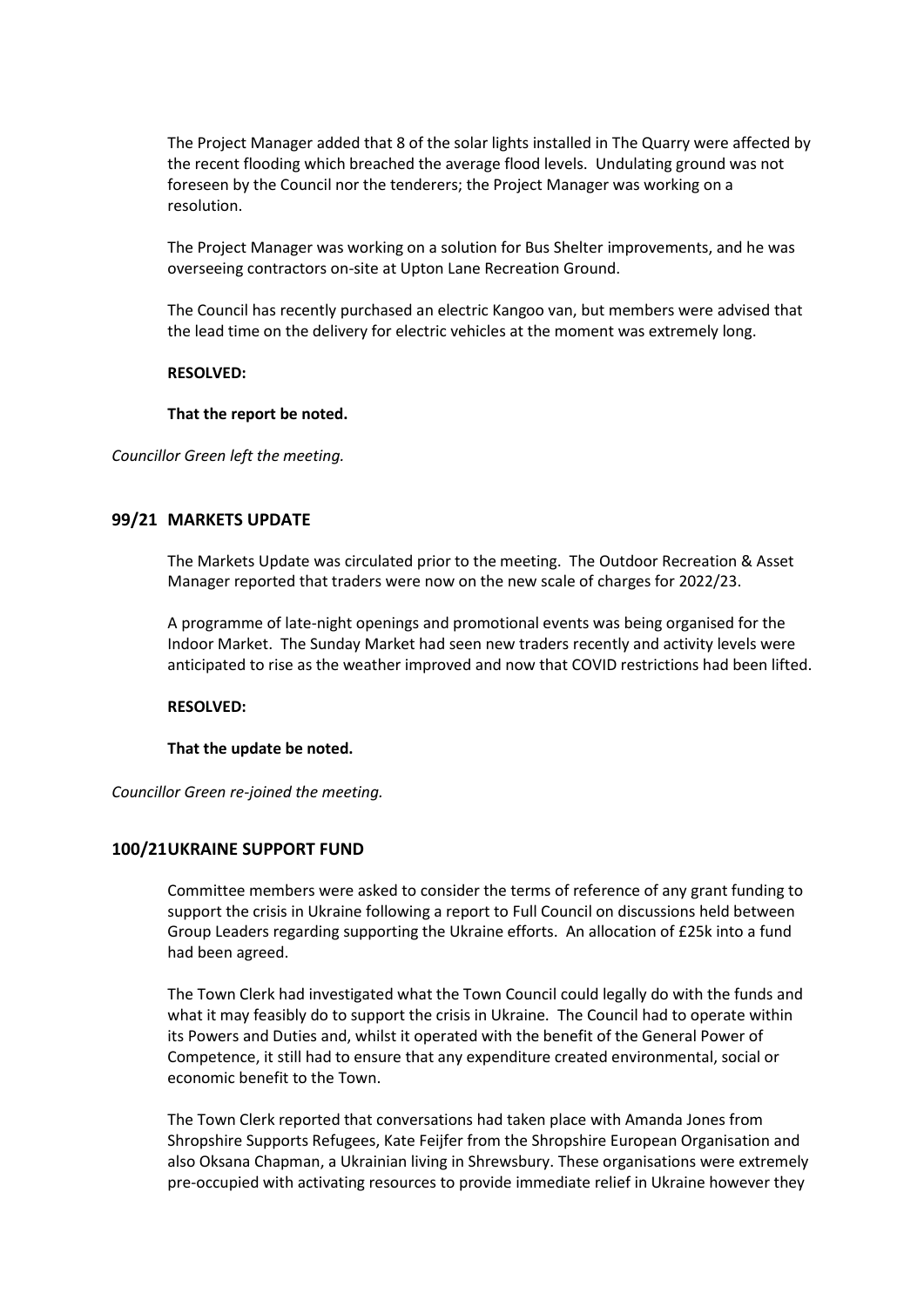The Project Manager added that 8 of the solar lights installed in The Quarry were affected by the recent flooding which breached the average flood levels. Undulating ground was not foreseen by the Council nor the tenderers; the Project Manager was working on a resolution.

The Project Manager was working on a solution for Bus Shelter improvements, and he was overseeing contractors on-site at Upton Lane Recreation Ground.

The Council has recently purchased an electric Kangoo van, but members were advised that the lead time on the delivery for electric vehicles at the moment was extremely long.

**RESOLVED:**

**That the report be noted.**

*Councillor Green left the meeting.*

## 99/21 MARKETS UPDATE

The Markets Update was circulated prior to the meeting. The Outdoor Recreation & Asset Manager reported that traders were now on the new scale of charges for 2022/23.

A programme of late-night openings and promotional events was being organised for the Indoor Market. The Sunday Market had seen new traders recently and activity levels were anticipated to rise as the weather improved and now that COVID restrictions had been lifted.

**RESOLVED:**

**That the update be noted.**

*Councillor Green re-joined the meeting.*

## 100/21 UKRAINE SUPPORT FUND

Committee members were asked to consider the terms of reference of any grant funding to support the crisis in Ukraine following a report to Full Council on discussions held between Group Leaders regarding supporting the Ukraine efforts. An allocation of £25k into a fund had been agreed.

The Town Clerk had investigated what the Town Council could legally do with the funds and what it may feasibly do to support the crisis in Ukraine. The Council had to operate within its Powers and Duties and, whilst it operated with the benefit of the General Power of Competence, it still had to ensure that any expenditure created environmental, social or economic benefit to the Town.

The Town Clerk reported that conversations had taken place with Amanda Jones from Shropshire Supports Refugees, Kate Feijfer from the Shropshire European Organisation and also Oksana Chapman, a Ukrainian living in Shrewsbury. These organisations were extremely pre-occupied with activating resources to provide immediate relief in Ukraine however they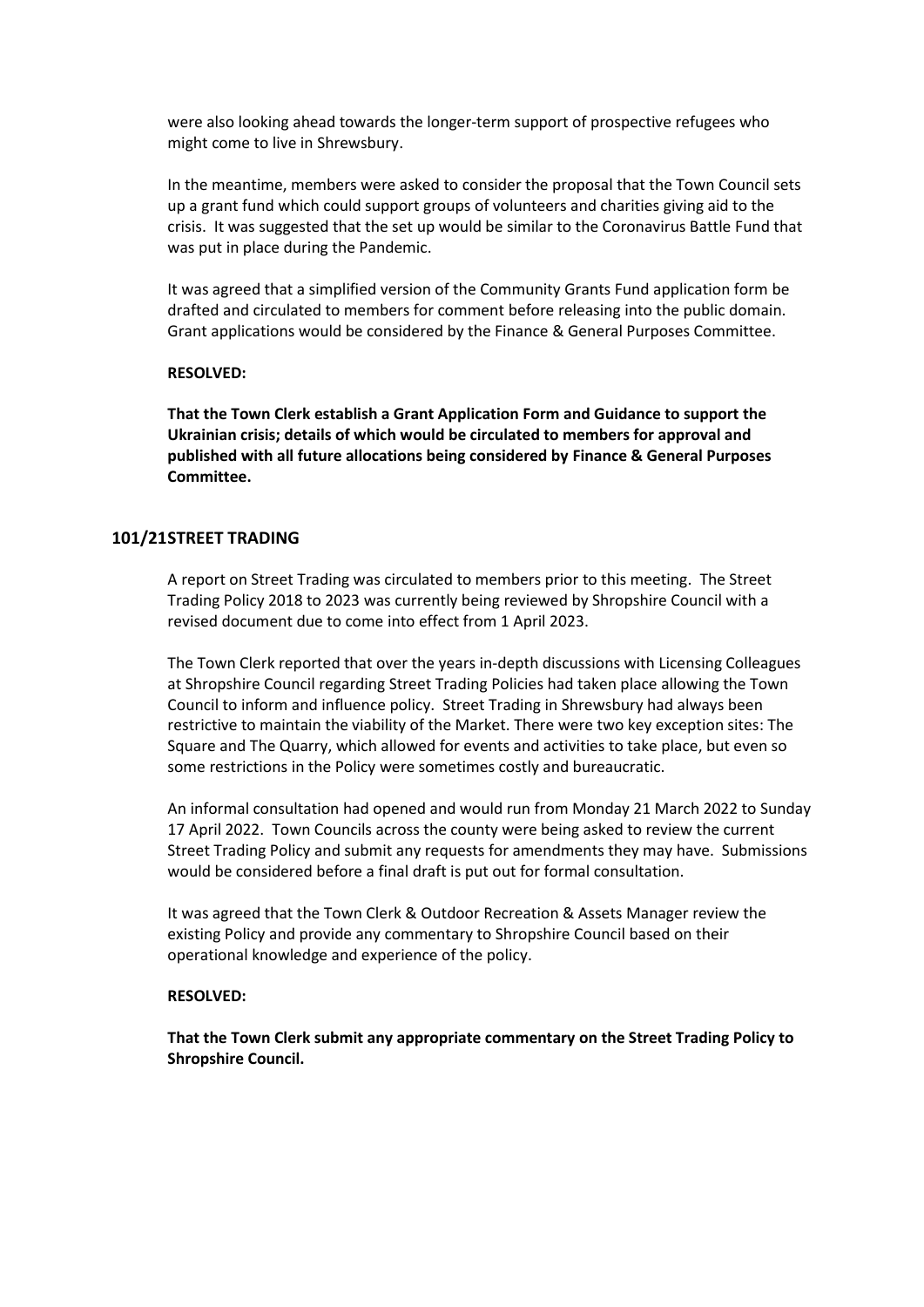were also looking ahead towards the longer-term support of prospective refugees who might come to live in Shrewsbury.

In the meantime, members were asked to consider the proposal that the Town Council sets up a grant fund which could support groups of volunteers and charities giving aid to the crisis. It was suggested that the set up would be similar to the Coronavirus Battle Fund that was put in place during the Pandemic.

It was agreed that a simplified version of the Community Grants Fund application form be drafted and circulated to members for comment before releasing into the public domain. Grant applications would be considered by the Finance & General Purposes Committee.

**RESOLVED:**

**That the Town Clerk establish a Grant Application Form and Guidance to support the Ukrainian crisis; details of which would be circulated to members for approval and published with all future allocations being considered by Finance & General Purposes Committee.**

## 101/21 STREET TRADING

A report on Street Trading was circulated to members prior to this meeting. The Street Trading Policy 2018 to 2023 was currently being reviewed by Shropshire Council with a revised document due to come into effect from 1 April 2023.

The Town Clerk reported that over the years in-depth discussions with Licensing Colleagues at Shropshire Council regarding Street Trading Policies had taken place allowing the Town Council to inform and influence policy. Street Trading in Shrewsbury had always been restrictive to maintain the viability of the Market. There were two key exception sites: The Square and The Quarry, which allowed for events and activities to take place, but even so some restrictions in the Policy were sometimes costly and bureaucratic.

An informal consultation had opened and would run from Monday 21 March 2022 to Sunday 17 April 2022. Town Councils across the county were being asked to review the current Street Trading Policy and submit any requests for amendments they may have. Submissions would be considered before a final draft is put out for formal consultation.

It was agreed that the Town Clerk & Outdoor Recreation & Assets Manager review the existing Policy and provide any commentary to Shropshire Council based on their operational knowledge and experience of the policy.

**RESOLVED:**

**That the Town Clerk submit any appropriate commentary on the Street Trading Policy to Shropshire Council.**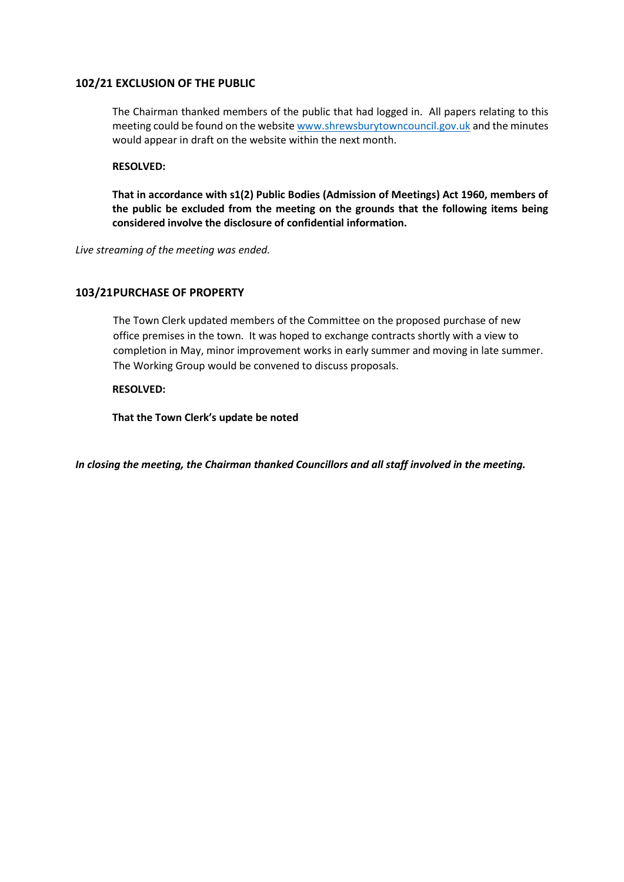### 102/21 EXCLUSION OF THE PUBLIC

The Chairman thanked members of the public that had logged in. All papers relating to this meeting could be found on the website www.shrewsburytowncouncil.gov.uk and the minutes would appear in draft on the website within the next month.

**RESOLVED:**

**That in accordance with s1(2) Public Bodies (Admission of Meetings) Act 1960, members of the public be excluded from the meeting on the grounds that the following items being considered involve the disclosure of confidential information.**

*Live streaming of the meeting was ended.*

### 103/21PURCHASE OF PROPERTY

The Town Clerk updated members of the Committee on the proposed purchase of new office premises in the town. It was hoped to exchange contracts shortly with a view to completion in May, minor improvement works in early summer and moving in late summer. The Working Group would be convened to discuss proposals.

**RESOLVED:**

**That the Town Clerk's update be noted**

***In closing the meeting, the Chairman thanked Councillors and all staff involved in the meeting.***